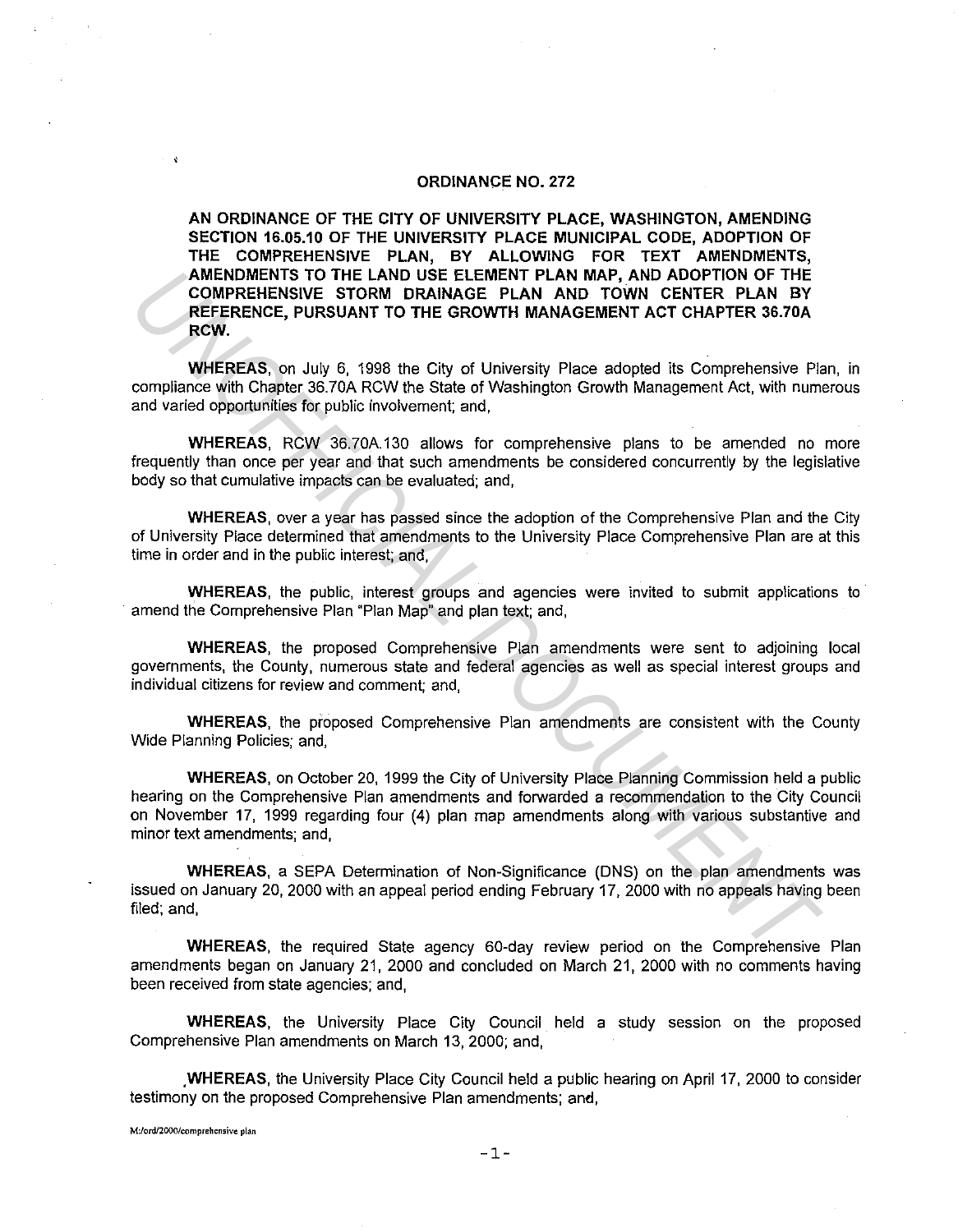# ORDINANCE NO. 272

**AN ORDINANCE OF THE CITY OF UNIVERSITY PLACE, WASHINGTON, AMENDING SECTION 16.05.10 OF THE UNIVERSITY PLACE MUNICIPAL CODE, ADOPTION OF THE COMPREHENSIVE PLAN, BY ALLOWING FOR TEXT AMENDMENTS, AMENDMENTS TO THE LAND USE ELEMENT PLAN MAP, AND ADOPTION OF THE COMPREHENSIVE STORM DRAINAGE PLAN AND TOWN CENTER PLAN BY REFERENCE, PURSUANT TO THE GROWTH MANAGEMENT ACT CHAPTER 36.70A RCW.**

**WHEREAS,** on July 6, 1998 the City of University Place adopted its Comprehensive Plan, in compliance with Chapter 36.70A RCW the State of Washington Growth Management Act, with numerous and varied opportunities for public involvement; and,

**WHEREAS,** RCW 36.70A.130 allows for comprehensive plans to be amended no more frequently than once per year and that such amendments be considered concurrently by the legislative body so that cumulative impacts can be evaluated; and,

**WHEREAS,** over a year has passed since the adoption of the Comprehensive Plan and the City of University Place determined that amendments to the University Place Comprehensive Plan are at this time in order and in the public interest; and,

**WHEREAS,** the public, interest groups and agencies were invited to submit applications to amend the Comprehensive Plan "Plan Map" and plan text; and,

**WHEREAS,** the proposed Comprehensive Plan amendments were sent to adjoining local governments, the County, numerous state and federal agencies as well as special interest groups and individual citizens for review and comment; and,

**WHEREAS,** the proposed Comprehensive Plan amendments are consistent with the County Wide Planning Policies; and,

**WHEREAS,** on October 20, 1999 the City of University Place Planning Commission held a public hearing on the Comprehensive Plan amendments and forwarded a recommendation to the City Council on November 17, 1999 regarding four (4) plan map amendments along with various substantive and minor text amendments; and,

**WHEREAS,** a SEPA Determination of Non-Significance (DNS) on the plan amendments was issued on January 20, 2000 with an appeal period ending February 17, 2000 with no appeals having been filed; and,

**WHEREAS,** the required State agency 60-day review period on the Comprehensive Plan amendments began on January 21, 2000 and concluded on March 21, 2000 with no comments having been received from state agencies; and,

**WHEREAS,** the University Place City Council held a study session on the proposed Comprehensive Plan amendments on March 13, 2000; and,

**WHEREAS,** the University Place City Council held a public hearing on April 17, 2000 to consider testimony on the proposed Comprehensive Plan amendments; and,

M:/ord/2000/comprehensive plan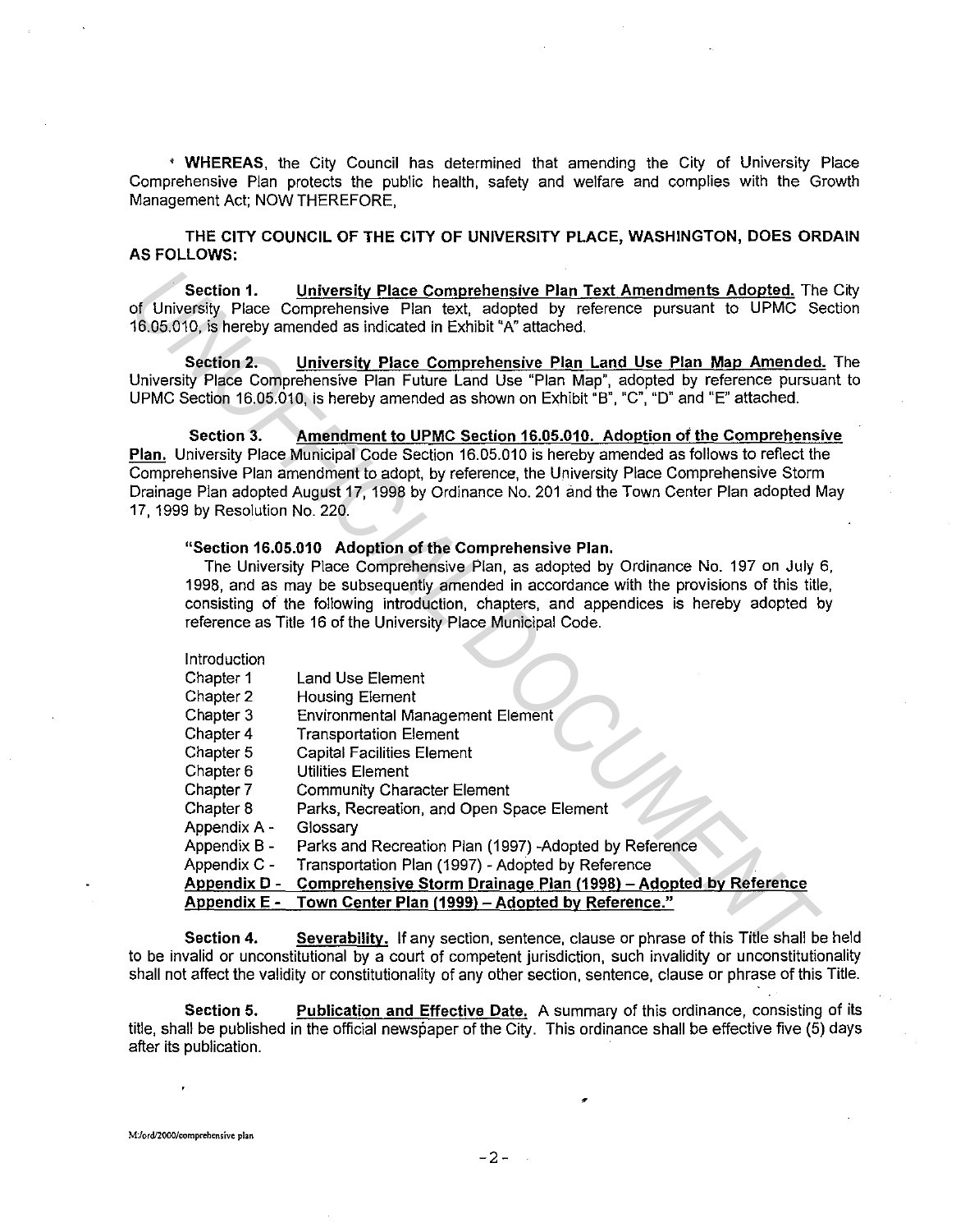**WHEREAS**, the City Council has determined that amending the City of University Place Comprehensive Plan protects the public health, safety and welfare and complies with the Growth Management Act; NOW THEREFORE,

**THE CITY COUNCIL OF THE CITY OF UNIVERSITY PLACE, WASHINGTON, DOES ORDAIN AS FOLLOWS:**

**Section 1.** **University Place Comprehensive Plan Text Amendments Adopted.** The City of University Place Comprehensive Plan text, adopted by reference pursuant to UPMC Section 16.05.010, is hereby amended as indicated in Exhibit "A" attached.

**Section 2.** **University Place Comprehensive Plan Land Use Plan Map Amended.** The University Place Comprehensive Plan Future Land Use "Plan Map", adopted by reference pursuant to UPMC Section 16.05.010, is hereby amended as shown on Exhibit "B", "C", "D" and "E" attached.

**Section 3.** **Amendment to UPMC Section 16.05.010. Adoption of the Comprehensive Plan.** University Place Municipal Code Section 16.05.010 is hereby amended as follows to reflect the Comprehensive Plan amendment to adopt, by reference, the University Place Comprehensive Storm Drainage Plan adopted August 17, 1998 by Ordinance No. 201 and the Town Center Plan adopted May 17, 1999 by Resolution No. 220.

**"Section 16.05.010 Adoption of the Comprehensive Plan.**

The University Place Comprehensive Plan, as adopted by Ordinance No. 197 on July 6, 1998, and as may be subsequently amended in accordance with the provisions of this title, consisting of the following introduction, chapters, and appendices is hereby adopted by reference as Title 16 of the University Place Municipal Code.

Introduction
Chapter 1 Land Use Element
Chapter 2 Housing Element
Chapter 3 Environmental Management Element
Chapter 4 Transportation Element
Chapter 5 Capital Facilities Element
Chapter 6 Utilities Element
Chapter 7 Community Character Element
Chapter 8 Parks, Recreation, and Open Space Element
Appendix A - Glossary
Appendix B - Parks and Recreation Plan (1997) -Adopted by Reference
Appendix C - Transportation Plan (1997) - Adopted by Reference
**Appendix D - Comprehensive Storm Drainage Plan (1998) – Adopted by Reference**
**Appendix E - Town Center Plan (1999) – Adopted by Reference."**

**Section 4.** **Severability.** If any section, sentence, clause or phrase of this Title shall be held to be invalid or unconstitutional by a court of competent jurisdiction, such invalidity or unconstitutionality shall not affect the validity or constitutionality of any other section, sentence, clause or phrase of this Title.

**Section 5.** **Publication and Effective Date.** A summary of this ordinance, consisting of its title, shall be published in the official newspaper of the City. This ordinance shall be effective five (5) days after its publication.

M:/ord/2000/comprehensive plan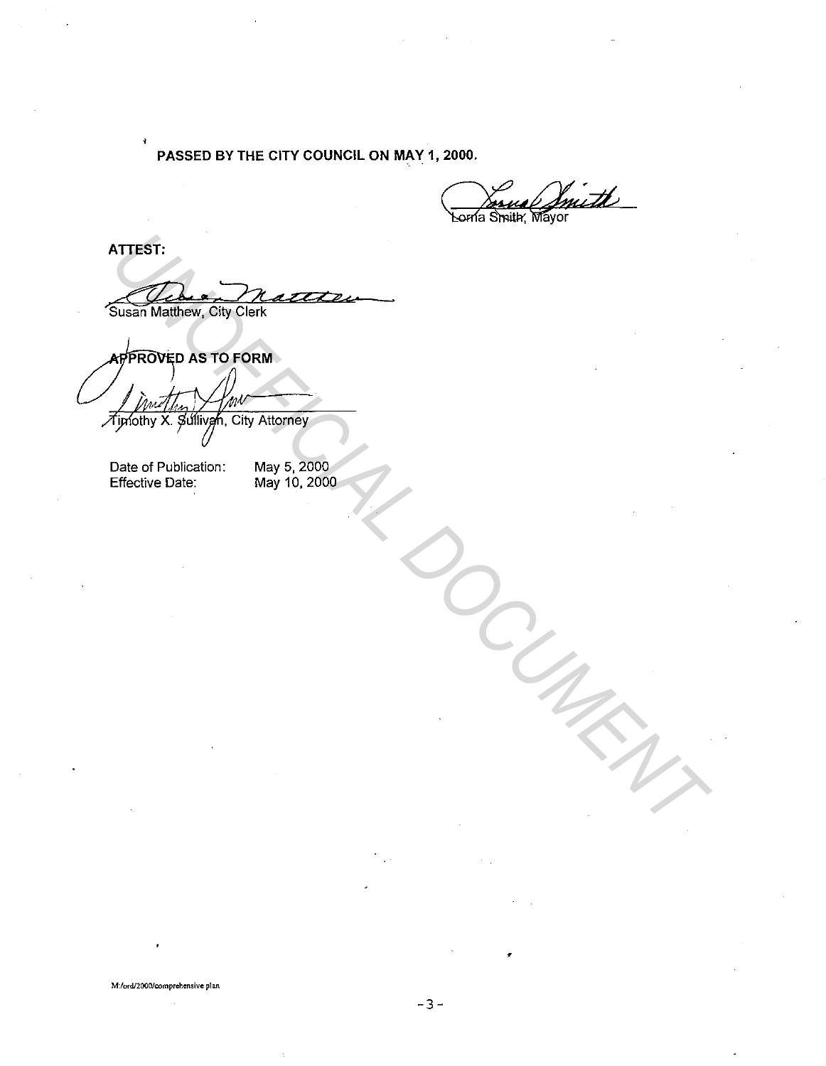**PASSED BY THE CITY COUNCIL ON MAY 1, 2000.**

Lorna Smith, Mayor

**ATTEST:**

Susan Matthew, City Clerk

**APPROVED AS TO FORM**

Timothy X. Sullivan, City Attorney

| | |
|---|---|
| Date of Publication: | May 5, 2000 |
| Effective Date: | May 10, 2000 |

M:/ord/2000/comprehensive plan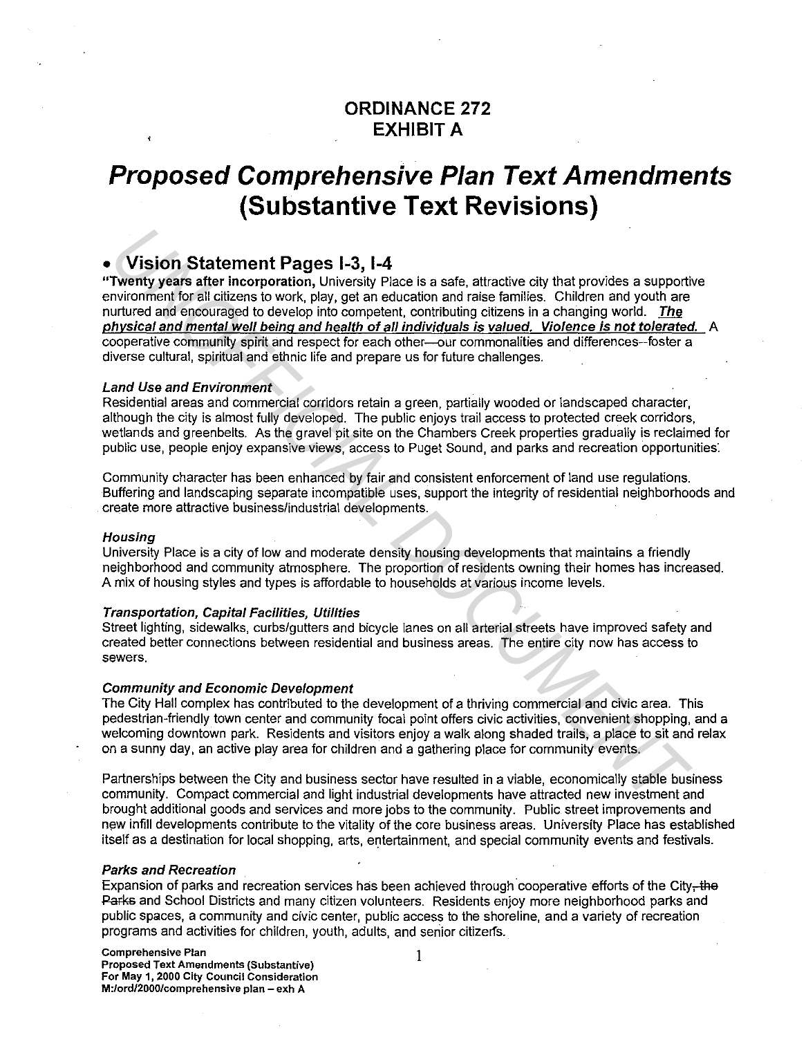# ORDINANCE 272
# EXHIBIT A

# *Proposed Comprehensive Plan Text Amendments (Substantive Text Revisions)*

## • Vision Statement Pages I-3, I-4

"**Twenty years after incorporation,** University Place is a safe, attractive city that provides a supportive environment for all citizens to work, play, get an education and raise families. Children and youth are nurtured and encouraged to develop into competent, contributing citizens in a changing world. ***The physical and mental well being and health of all individuals is valued. Violence is not tolerated.*** A cooperative community spirit and respect for each other—our commonalities and differences--foster a diverse cultural, spiritual and ethnic life and prepare us for future challenges.

#### *Land Use and Environment*

Residential areas and commercial corridors retain a green, partially wooded or landscaped character, although the city is almost fully developed. The public enjoys trail access to protected creek corridors, wetlands and greenbelts. As the gravel pit site on the Chambers Creek properties gradually is reclaimed for public use, people enjoy expansive views, access to Puget Sound, and parks and recreation opportunities.

Community character has been enhanced by fair and consistent enforcement of land use regulations. Buffering and landscaping separate incompatible uses, support the integrity of residential neighborhoods and create more attractive business/industrial developments.

#### *Housing*

University Place is a city of low and moderate density housing developments that maintains a friendly neighborhood and community atmosphere. The proportion of residents owning their homes has increased. A mix of housing styles and types is affordable to households at various income levels.

#### *Transportation, Capital Facilities, Utilities*

Street lighting, sidewalks, curbs/gutters and bicycle lanes on all arterial streets have improved safety and created better connections between residential and business areas. The entire city now has access to sewers.

#### *Community and Economic Development*

The City Hall complex has contributed to the development of a thriving commercial and civic area. This pedestrian-friendly town center and community focal point offers civic activities, convenient shopping, and a welcoming downtown park. Residents and visitors enjoy a walk along shaded trails, a place to sit and relax on a sunny day, an active play area for children and a gathering place for community events.

Partnerships between the City and business sector have resulted in a viable, economically stable business community. Compact commercial and light industrial developments have attracted new investment and brought additional goods and services and more jobs to the community. Public street improvements and new infill developments contribute to the vitality of the core business areas. University Place has established itself as a destination for local shopping, arts, entertainment, and special community events and festivals.

#### *Parks and Recreation*

Expansion of parks and recreation services has been achieved through cooperative efforts of the City~~, the Parks~~ and School Districts and many citizen volunteers. Residents enjoy more neighborhood parks and public spaces, a community and civic center, public access to the shoreline, and a variety of recreation programs and activities for children, youth, adults, and senior citizens.

Comprehensive Plan
Proposed Text Amendments (Substantive)
For May 1, 2000 City Council Consideration
M:/ord/2000/comprehensive plan – exh A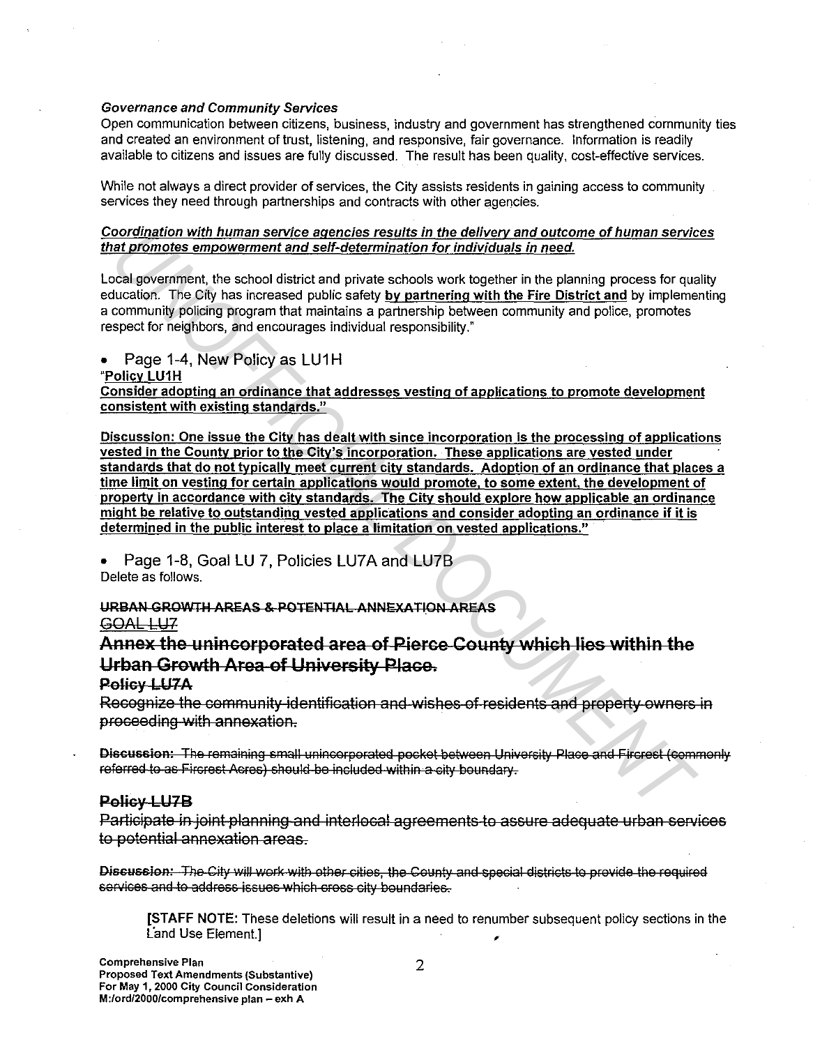*Governance and Community Services*

Open communication between citizens, business, industry and government has strengthened community ties and created an environment of trust, listening, and responsive, fair governance. Information is readily available to citizens and issues are fully discussed. The result has been quality, cost-effective services.

While not always a direct provider of services, the City assists residents in gaining access to community services they need through partnerships and contracts with other agencies.

***Coordination with human service agencies results in the delivery and outcome of human services that promotes empowerment and self-determination for individuals in need.***

Local government, the school district and private schools work together in the planning process for quality education. The City has increased public safety **by partnering with the Fire District and** by implementing a community policing program that maintains a partnership between community and police, promotes respect for neighbors, and encourages individual responsibility."

- Page 1-4, New Policy as LU1H

"**Policy LU1H**

**Consider adopting an ordinance that addresses vesting of applications to promote development consistent with existing standards."**

**Discussion: One issue the City has dealt with since incorporation is the processing of applications vested in the County prior to the City's incorporation. These applications are vested under standards that do not typically meet current city standards. Adoption of an ordinance that places a time limit on vesting for certain applications would promote, to some extent, the development of property in accordance with city standards. The City should explore how applicable an ordinance might be relative to outstanding vested applications and consider adopting an ordinance if it is determined in the public interest to place a limitation on vested applications."**

- Page 1-8, Goal LU 7, Policies LU7A and LU7B

Delete as follows.

~~**URBAN GROWTH AREAS & POTENTIAL ANNEXATION AREAS**~~

~~GOAL LU7~~

## ~~Annex the unincorporated area of Pierce County which lies within the Urban Growth Area of University Place.~~

### ~~Policy LU7A~~

~~Recognize the community identification and wishes of residents and property owners in proceeding with annexation.~~

~~**Discussion:** The remaining small unincorporated pocket between University Place and Fircrest (commonly referred to as Fircrest Acres) should be included within a city boundary.~~

### ~~Policy LU7B~~

~~Participate in joint planning and interlocal agreements to assure adequate urban services to potential annexation areas.~~

~~***Discussion:*** The City will work with other cities, the County and special districts to provide the required services and to address issues which cross city boundaries.~~

[**STAFF NOTE:** These deletions will result in a need to renumber subsequent policy sections in the Land Use Element.]

**Comprehensive Plan**
**Proposed Text Amendments (Substantive)**
**For May 1, 2000 City Council Consideration**
**M:/ord/2000/comprehensive plan – exh A**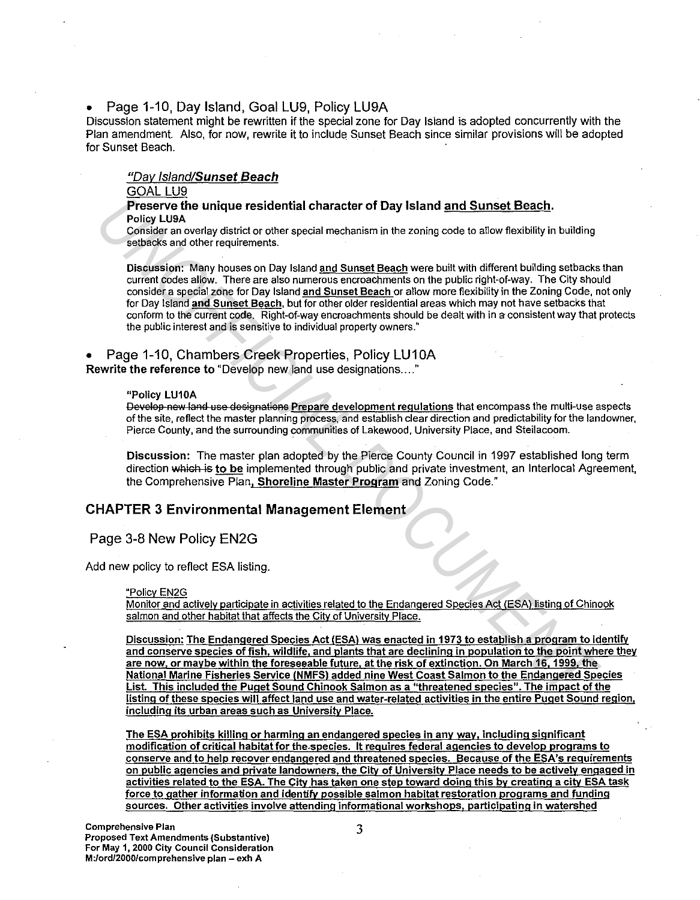- Page 1-10, Day Island, Goal LU9, Policy LU9A

Discussion statement might be rewritten if the special zone for Day Island is adopted concurrently with the Plan amendment. Also, for now, rewrite it to include Sunset Beach since similar provisions will be adopted for Sunset Beach.

> *"Day Island/**Sunset Beach***
>
> GOAL LU9
>
> **Preserve the unique residential character of Day Island and Sunset Beach.**
>
> **Policy LU9A**
>
> Consider an overlay district or other special mechanism in the zoning code to allow flexibility in building setbacks and other requirements.
>
> **Discussion:** Many houses on Day Island **and Sunset Beach** were built with different building setbacks than current codes allow. There are also numerous encroachments on the public right-of-way. The City should consider a special zone for Day Island **and Sunset Beach** or allow more flexibility in the Zoning Code, not only for Day Island **and Sunset Beach**, but for other older residential areas which may not have setbacks that conform to the current code. Right-of-way encroachments should be dealt with in a consistent way that protects the public interest and is sensitive to individual property owners."

- Page 1-10, Chambers Creek Properties, Policy LU10A

**Rewrite the reference to** "Develop new land use designations…."

> **"Policy LU10A**
>
> ~~Develop new land use designations~~ **Prepare development regulations** that encompass the multi-use aspects of the site, reflect the master planning process, and establish clear direction and predictability for the landowner, Pierce County, and the surrounding communities of Lakewood, University Place, and Steilacoom.
>
> **Discussion:** The master plan adopted by the Pierce County Council in 1997 established long term direction ~~which is~~ **to be** implemented through public and private investment, an Interlocal Agreement, the Comprehensive Plan**, Shoreline Master Program** and Zoning Code."

## CHAPTER 3 Environmental Management Element

### Page 3-8 New Policy EN2G

Add new policy to reflect ESA listing.

> "Policy EN2G
>
> Monitor and actively participate in activities related to the Endangered Species Act (ESA) listing of Chinook salmon and other habitat that affects the City of University Place.
>
> **Discussion: The Endangered Species Act (ESA) was enacted in 1973 to establish a program to identify and conserve species of fish, wildlife, and plants that are declining in population to the point where they are now, or maybe within the foreseeable future, at the risk of extinction. On March 16, 1999, the National Marine Fisheries Service (NMFS) added nine West Coast Salmon to the Endangered Species List. This included the Puget Sound Chinook Salmon as a "threatened species". The impact of the listing of these species will affect land use and water-related activities in the entire Puget Sound region, including its urban areas such as University Place.**
>
> **The ESA prohibits killing or harming an endangered species in any way, including significant modification of critical habitat for the species. It requires federal agencies to develop programs to conserve and to help recover endangered and threatened species. Because of the ESA's requirements on public agencies and private landowners, the City of University Place needs to be actively engaged in activities related to the ESA. The City has taken one step toward doing this by creating a city ESA task force to gather information and identify possible salmon habitat restoration programs and funding sources. Other activities involve attending informational workshops, participating in watershed**

Comprehensive Plan
Proposed Text Amendments (Substantive)
For May 1, 2000 City Council Consideration
M:/ord/2000/comprehensive plan – exh A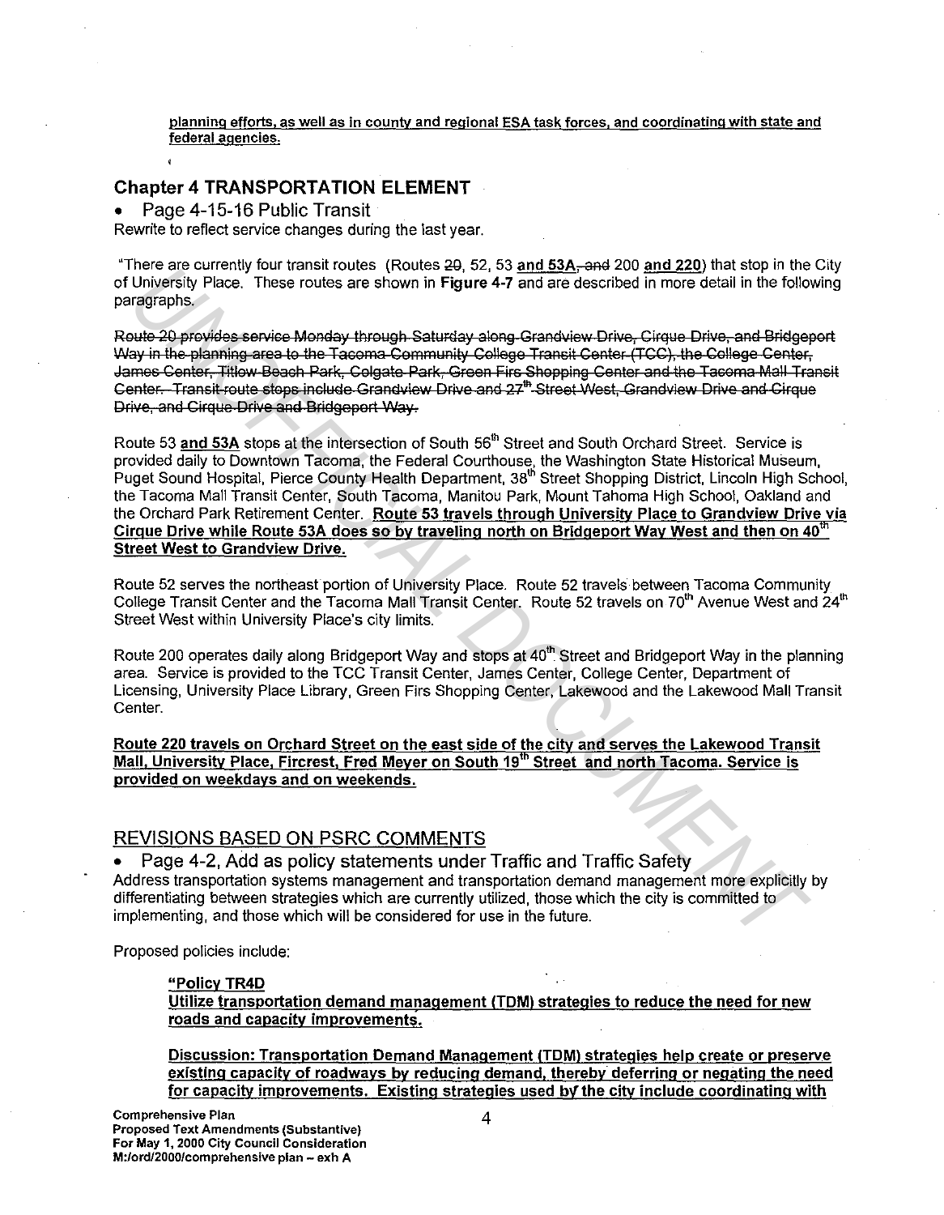**planning efforts, as well as in county and regional ESA task forces, and coordinating with state and federal agencies.**

## Chapter 4 TRANSPORTATION ELEMENT

- Page 4-15-16 Public Transit

Rewrite to reflect service changes during the last year.

"There are currently four transit routes (Routes ~~20~~, 52, 53 **and 53A**~~, and~~ 200 **and 220**) that stop in the City of University Place. These routes are shown in **Figure 4-7** and are described in more detail in the following paragraphs.

~~Route 20 provides service Monday through Saturday along Grandview Drive, Cirque Drive, and Bridgeport Way in the planning area to the Tacoma Community College Transit Center (TCC), the College Center, James Center, Titlow Beach Park, Colgate Park, Green Firs Shopping Center and the Tacoma Mall Transit Center. Transit route stops include Grandview Drive and 27th Street West, Grandview Drive and Cirque Drive, and Cirque Drive and Bridgeport Way.~~

Route 53 **and 53A** stops at the intersection of South 56th Street and South Orchard Street. Service is provided daily to Downtown Tacoma, the Federal Courthouse, the Washington State Historical Museum, Puget Sound Hospital, Pierce County Health Department, 38th Street Shopping District, Lincoln High School, the Tacoma Mall Transit Center, South Tacoma, Manitou Park, Mount Tahoma High School, Oakland and the Orchard Park Retirement Center. **Route 53 travels through University Place to Grandview Drive via Cirque Drive while Route 53A does so by traveling north on Bridgeport Way West and then on 40th Street West to Grandview Drive.**

Route 52 serves the northeast portion of University Place. Route 52 travels between Tacoma Community College Transit Center and the Tacoma Mall Transit Center. Route 52 travels on 70th Avenue West and 24th Street West within University Place's city limits.

Route 200 operates daily along Bridgeport Way and stops at 40th Street and Bridgeport Way in the planning area. Service is provided to the TCC Transit Center, James Center, College Center, Department of Licensing, University Place Library, Green Firs Shopping Center, Lakewood and the Lakewood Mall Transit Center.

**Route 220 travels on Orchard Street on the east side of the city and serves the Lakewood Transit Mall, University Place, Fircrest, Fred Meyer on South 19th Street and north Tacoma. Service is provided on weekdays and on weekends.**

## REVISIONS BASED ON PSRC COMMENTS

- Page 4-2, Add as policy statements under Traffic and Traffic Safety

Address transportation systems management and transportation demand management more explicitly by differentiating between strategies which are currently utilized, those which the city is committed to implementing, and those which will be considered for use in the future.

Proposed policies include:

**"Policy TR4D**
**Utilize transportation demand management (TDM) strategies to reduce the need for new roads and capacity improvements.**

**Discussion: Transportation Demand Management (TDM) strategies help create or preserve existing capacity of roadways by reducing demand, thereby deferring or negating the need for capacity improvements. Existing strategies used by the city include coordinating with**

Comprehensive Plan
Proposed Text Amendments (Substantive)
For May 1, 2000 City Council Consideration
M:/ord/2000/comprehensive plan – exh A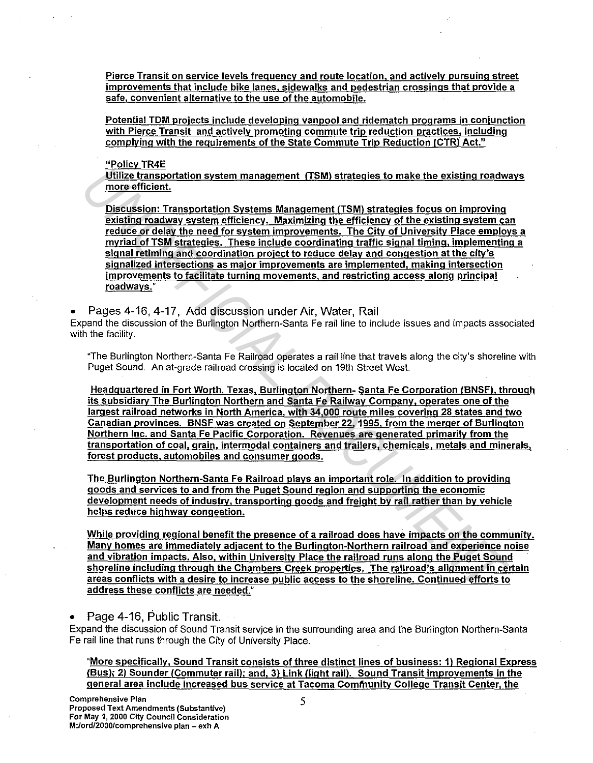Pierce Transit on service levels frequency and route location, and actively pursuing street improvements that include bike lanes, sidewalks and pedestrian crossings that provide a safe, convenient alternative to the use of the automobile.

Potential TDM projects include developing vanpool and ridematch programs in conjunction with Pierce Transit and actively promoting commute trip reduction practices, including complying with the requirements of the State Commute Trip Reduction (CTR) Act."

"Policy TR4E
Utilize transportation system management (TSM) strategies to make the existing roadways more efficient.

Discussion: Transportation Systems Management (TSM) strategies focus on improving existing roadway system efficiency. Maximizing the efficiency of the existing system can reduce or delay the need for system improvements. The City of University Place employs a myriad of TSM strategies. These include coordinating traffic signal timing, implementing a signal retiming and coordination project to reduce delay and congestion at the city's signalized intersections as major improvements are implemented, making intersection improvements to facilitate turning movements, and restricting access along principal roadways."

- Pages 4-16, 4-17, Add discussion under Air, Water, Rail

Expand the discussion of the Burlington Northern-Santa Fe rail line to include issues and impacts associated with the facility.

"The Burlington Northern-Santa Fe Railroad operates a rail line that travels along the city's shoreline with Puget Sound. An at-grade railroad crossing is located on 19th Street West.

Headquartered in Fort Worth, Texas, Burlington Northern- Santa Fe Corporation (BNSF), through its subsidiary The Burlington Northern and Santa Fe Railway Company, operates one of the largest railroad networks in North America, with 34,000 route miles covering 28 states and two Canadian provinces. BNSF was created on September 22, 1995, from the merger of Burlington Northern Inc. and Santa Fe Pacific Corporation. Revenues are generated primarily from the transportation of coal, grain, intermodal containers and trailers, chemicals, metals and minerals, forest products, automobiles and consumer goods.

The Burlington Northern-Santa Fe Railroad plays an important role. In addition to providing goods and services to and from the Puget Sound region and supporting the economic development needs of industry, transporting goods and freight by rail rather than by vehicle helps reduce highway congestion.

While providing regional benefit the presence of a railroad does have impacts on the community. Many homes are immediately adjacent to the Burlington-Northern railroad and experience noise and vibration impacts. Also, within University Place the railroad runs along the Puget Sound shoreline including through the Chambers Creek properties. The railroad's alignment in certain areas conflicts with a desire to increase public access to the shoreline. Continued efforts to address these conflicts are needed."

- Page 4-16, Public Transit.

Expand the discussion of Sound Transit service in the surrounding area and the Burlington Northern-Santa Fe rail line that runs through the City of University Place.

"More specifically, Sound Transit consists of three distinct lines of business: 1) Regional Express (Bus); 2) Sounder (Commuter rail); and, 3) Link (light rail). Sound Transit improvements in the general area include increased bus service at Tacoma Community College Transit Center, the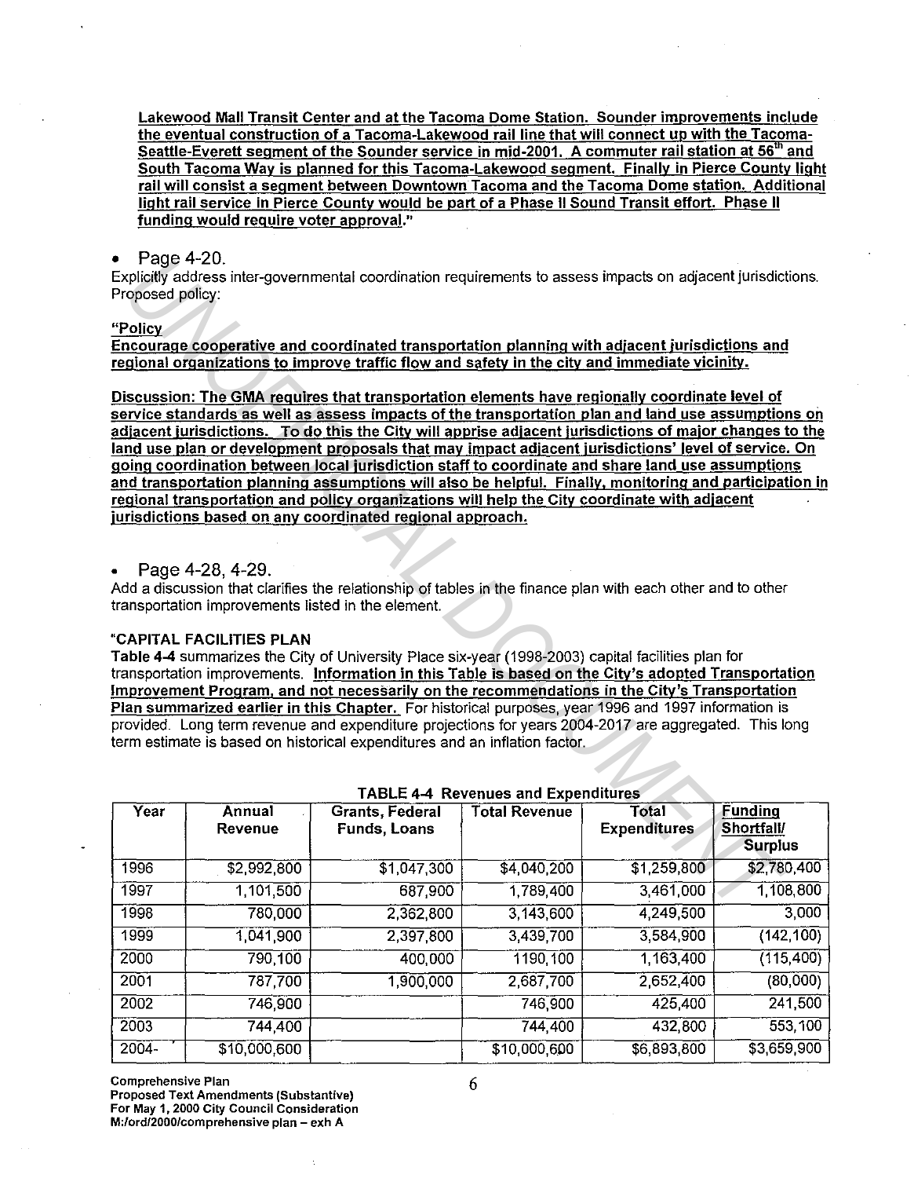**Lakewood Mall Transit Center and at the Tacoma Dome Station. Sounder improvements include the eventual construction of a Tacoma-Lakewood rail line that will connect up with the Tacoma-Seattle-Everett segment of the Sounder service in mid-2001. A commuter rail station at 56th and South Tacoma Way is planned for this Tacoma-Lakewood segment. Finally in Pierce County light rail will consist a segment between Downtown Tacoma and the Tacoma Dome station. Additional light rail service in Pierce County would be part of a Phase II Sound Transit effort. Phase II funding would require voter approval."**

- Page 4-20.

Explicitly address inter-governmental coordination requirements to assess impacts on adjacent jurisdictions. Proposed policy:

**"Policy**

**Encourage cooperative and coordinated transportation planning with adjacent jurisdictions and regional organizations to improve traffic flow and safety in the city and immediate vicinity.**

**Discussion: The GMA requires that transportation elements have regionally coordinate level of service standards as well as assess impacts of the transportation plan and land use assumptions on adjacent jurisdictions. To do this the City will apprise adjacent jurisdictions of major changes to the land use plan or development proposals that may impact adjacent jurisdictions' level of service. On going coordination between local jurisdiction staff to coordinate and share land use assumptions and transportation planning assumptions will also be helpful. Finally, monitoring and participation in regional transportation and policy organizations will help the City coordinate with adjacent jurisdictions based on any coordinated regional approach.**

- Page 4-28, 4-29.

Add a discussion that clarifies the relationship of tables in the finance plan with each other and to other transportation improvements listed in the element.

**"CAPITAL FACILITIES PLAN**

**Table 4-4** summarizes the City of University Place six-year (1998-2003) capital facilities plan for transportation improvements. **Information in this Table is based on the City's adopted Transportation Improvement Program, and not necessarily on the recommendations in the City's Transportation Plan summarized earlier in this Chapter.** For historical purposes, year 1996 and 1997 information is provided. Long term revenue and expenditure projections for years 2004-2017 are aggregated. This long term estimate is based on historical expenditures and an inflation factor.

**TABLE 4-4 Revenues and Expenditures**

| Year | Annual Revenue | Grants, Federal Funds, Loans | Total Revenue | Total Expenditures | Funding Shortfall/ Surplus |
|---|---|---|---|---|---|
| 1996 | $2,992,800 | $1,047,300 | $4,040,200 | $1,259,800 | $2,780,400 |
| 1997 | 1,101,500 | 687,900 | 1,789,400 | 3,461,000 | 1,108,800 |
| 1998 | 780,000 | 2,362,800 | 3,143,600 | 4,249,500 | 3,000 |
| 1999 | 1,041,900 | 2,397,800 | 3,439,700 | 3,584,900 | (142,100) |
| 2000 | 790,100 | 400,000 | 1190,100 | 1,163,400 | (115,400) |
| 2001 | 787,700 | 1,900,000 | 2,687,700 | 2,652,400 | (80,000) |
| 2002 | 746,900 | | 746,900 | 425,400 | 241,500 |
| 2003 | 744,400 | | 744,400 | 432,800 | 553,100 |
| 2004- | $10,000,600 | | $10,000,600 | $6,893,800 | $3,659,900 |

Comprehensive Plan
Proposed Text Amendments (Substantive)
For May 1, 2000 City Council Consideration
M:/ord/2000/comprehensive plan – exh A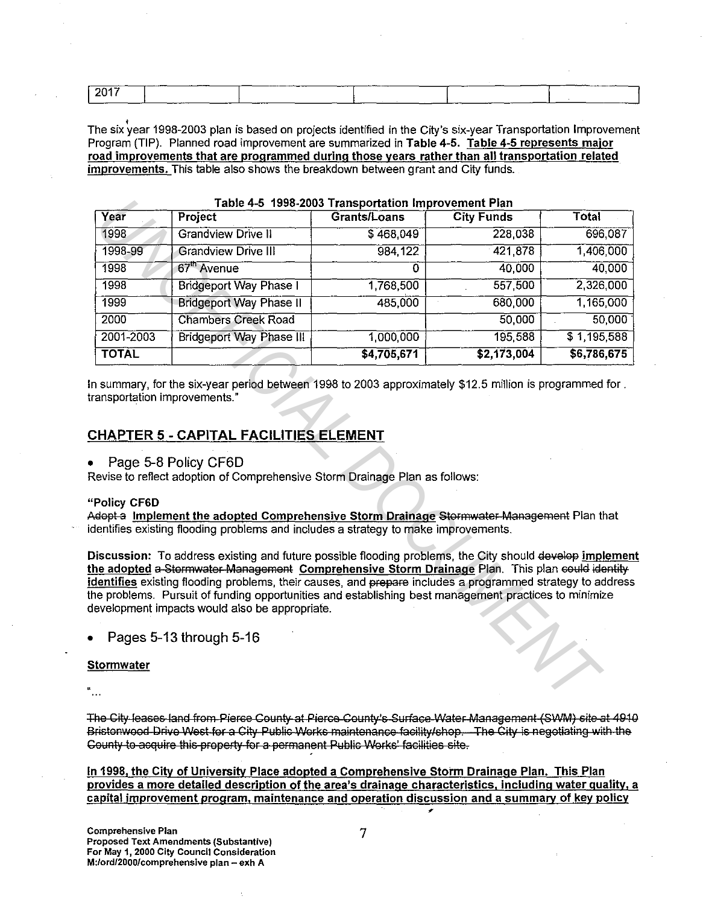| 2017 | | | | | |
|---|---|---|---|---|---|

The six year 1998-2003 plan is based on projects identified in the City's six-year Transportation Improvement Program (TIP). Planned road improvement are summarized in **Table 4-5. Table 4-5 represents major road improvements that are programmed during those years rather than all transportation related improvements.** This table also shows the breakdown between grant and City funds.

**Table 4-5 1998-2003 Transportation Improvement Plan**

| Year | Project | Grants/Loans | City Funds | Total |
|---|---|---|---|---|
| 1998 | Grandview Drive II | $ 468,049 | 228,038 | 696,087 |
| 1998-99 | Grandview Drive III | 984,122 | 421,878 | 1,406,000 |
| 1998 | 67th Avenue | 0 | 40,000 | 40,000 |
| 1998 | Bridgeport Way Phase I | 1,768,500 | 557,500 | 2,326,000 |
| 1999 | Bridgeport Way Phase II | 485,000 | 680,000 | 1,165,000 |
| 2000 | Chambers Creek Road | | 50,000 | 50,000 |
| 2001-2003 | Bridgeport Way Phase III | 1,000,000 | 195,588 | $ 1,195,588 |
| **TOTAL** | | **$4,705,671** | **$2,173,004** | **$6,786,675** |

In summary, for the six-year period between 1998 to 2003 approximately $12.5 million is programmed for transportation improvements."

## CHAPTER 5 - CAPITAL FACILITIES ELEMENT

- Page 5-8 Policy CF6D

Revise to reflect adoption of Comprehensive Storm Drainage Plan as follows:

**"Policy CF6D**

~~Adopt a~~ **Implement the adopted Comprehensive Storm Drainage** ~~Stormwater Management~~ Plan that identifies existing flooding problems and includes a strategy to make improvements.

**Discussion:** To address existing and future possible flooding problems, the City should ~~develop~~ **implement the adopted** ~~a Stormwater Management~~ **Comprehensive Storm Drainage** Plan. This plan ~~could identity~~ **identifies** existing flooding problems, their causes, and ~~prepare~~ includes a programmed strategy to address the problems. Pursuit of funding opportunities and establishing best management practices to minimize development impacts would also be appropriate.

- Pages 5-13 through 5-16

**Stormwater**

"...

~~The City leases land from Pierce County at Pierce County's Surface Water Management (SWM) site at 4910 Bristonwood Drive West for a City Public Works maintenance facility/shop. The City is negotiating with the County to acquire this property for a permanent Public Works' facilities site.~~

**In 1998, the City of University Place adopted a Comprehensive Storm Drainage Plan. This Plan provides a more detailed description of the area's drainage characteristics, including water quality, a capital improvement program, maintenance and operation discussion and a summary of key policy**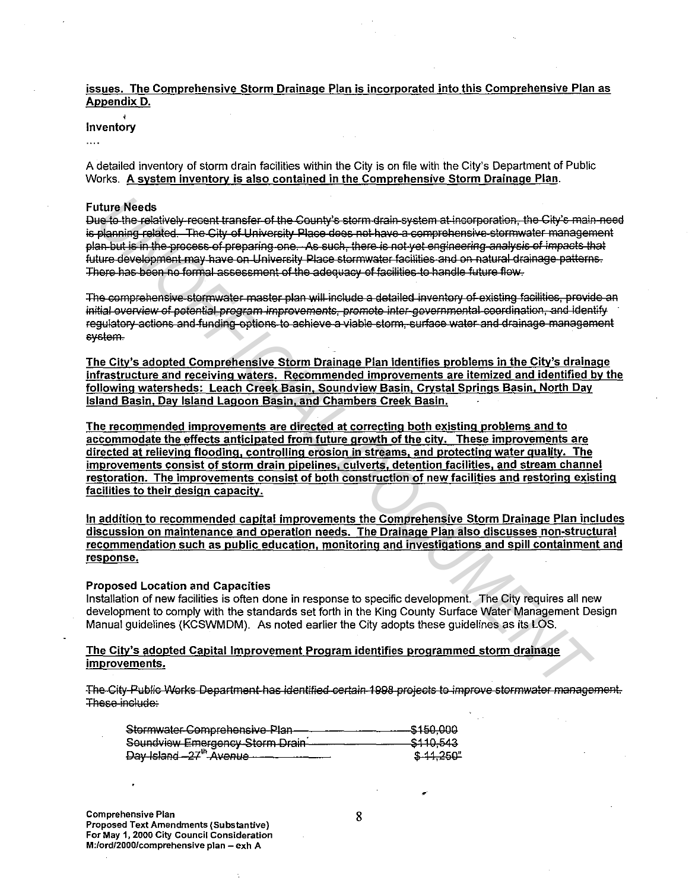**issues. The Comprehensive Storm Drainage Plan is incorporated into this Comprehensive Plan as Appendix D.**

**Inventory**

....

A detailed inventory of storm drain facilities within the City is on file with the City's Department of Public Works. **A system inventory is also contained in the Comprehensive Storm Drainage Plan.**

**Future Needs**

~~Due to the relatively recent transfer of the County's storm drain system at incorporation, the City's main need is planning related. The City of University Place does not have a comprehensive stormwater management plan but is in the process of preparing one. As such, there is not yet engineering analysis of impacts that future development may have on University Place stormwater facilities and on natural drainage patterns. There has been no formal assessment of the adequacy of facilities to handle future flow.~~

~~The comprehensive stormwater master plan will include a detailed inventory of existing facilities, provide an initial overview of potential program improvements, promote inter-governmental coordination, and identify regulatory actions and funding options to achieve a viable storm, surface water and drainage management system.~~

**The City's adopted Comprehensive Storm Drainage Plan identifies problems in the City's drainage infrastructure and receiving waters. Recommended improvements are itemized and identified by the following watersheds: Leach Creek Basin, Soundview Basin, Crystal Springs Basin, North Day Island Basin, Day Island Lagoon Basin, and Chambers Creek Basin.**

**The recommended improvements are directed at correcting both existing problems and to accommodate the effects anticipated from future growth of the city. These improvements are directed at relieving flooding, controlling erosion in streams, and protecting water quality. The improvements consist of storm drain pipelines, culverts, detention facilities, and stream channel restoration. The improvements consist of both construction of new facilities and restoring existing facilities to their design capacity.**

**In addition to recommended capital improvements the Comprehensive Storm Drainage Plan includes discussion on maintenance and operation needs. The Drainage Plan also discusses non-structural recommendation such as public education, monitoring and investigations and spill containment and response.**

**Proposed Location and Capacities**

Installation of new facilities is often done in response to specific development. The City requires all new development to comply with the standards set forth in the King County Surface Water Management Design Manual guidelines (KCSWMDM). As noted earlier the City adopts these guidelines as its LOS.

**The City's adopted Capital Improvement Program identifies programmed storm drainage improvements.**

~~The City Public Works Department has identified certain 1998 projects to improve stormwater management. These include:~~

| | |
|---|---|
| ~~Stormwater Comprehensive Plan~~ | ~~$150,000~~ |
| ~~Soundview Emergency Storm Drain~~ | ~~$110,543~~ |
| ~~Day Island – 27th Avenue~~ | ~~$ 11,250"~~ |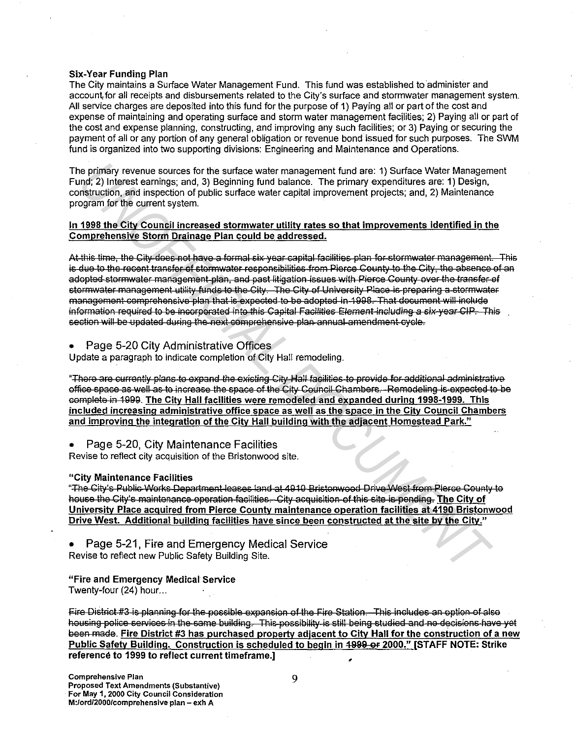**Six-Year Funding Plan**

The City maintains a Surface Water Management Fund. This fund was established to administer and account for all receipts and disbursements related to the City's surface and stormwater management system. All service charges are deposited into this fund for the purpose of 1) Paying all or part of the cost and expense of maintaining and operating surface and storm water management facilities; 2) Paying all or part of the cost and expense planning, constructing, and improving any such facilities; or 3) Paying or securing the payment of all or any portion of any general obligation or revenue bond issued for such purposes. The SWM fund is organized into two supporting divisions: Engineering and Maintenance and Operations.

The primary revenue sources for the surface water management fund are: 1) Surface Water Management Fund; 2) Interest earnings; and, 3) Beginning fund balance. The primary expenditures are: 1) Design, construction, and inspection of public surface water capital improvement projects; and, 2) Maintenance program for the current system.

**<u>In 1998 the City Council increased stormwater utility rates so that improvements identified in the Comprehensive Storm Drainage Plan could be addressed.</u>**

~~At this time, the City does not have a formal six-year capital facilities plan for stormwater management. This is due to the recent transfer of stormwater responsibilities from Pierce County to the City, the absence of an adopted stormwater management plan, and past litigation issues with Pierce County over the transfer of stormwater management utility funds to the City. The City of University Place is preparing a stormwater management comprehensive plan that is expected to be adopted in 1998. That document will include information required to be incorporated into this Capital Facilities Element including a six-year CIP. This section will be updated during the next comprehensive plan annual amendment cycle.~~

- Page 5-20 City Administrative Offices

Update a paragraph to indicate completion of City Hall remodeling.

"~~There are currently plans to expand the existing City Hall facilities to provide for additional administrative office space as well as to increase the space of the City Council Chambers. Remodeling is expected to be complete in 1999.~~ **<u>The City Hall facilities were remodeled and expanded during 1998-1999. This included increasing administrative office space as well as the space in the City Council Chambers and improving the integration of the City Hall building with the adjacent Homestead Park."</u>**

- Page 5-20, City Maintenance Facilities

Revise to reflect city acquisition of the Bristonwood site.

**"City Maintenance Facilities**

"~~The City's Public Works Department leases land at 4910 Bristonwood Drive West from Pierce County to house the City's maintenance operation facilities. City acquisition of this site is pending.~~ **<u>The City of University Place acquired from Pierce County maintenance operation facilities at 4190 Bristonwood Drive West. Additional building facilities have since been constructed at the site by the City."</u>**

- Page 5-21, Fire and Emergency Medical Service

Revise to reflect new Public Safety Building Site.

**"Fire and Emergency Medical Service**

Twenty-four (24) hour...

~~Fire District #3 is planning for the possible expansion of the Fire Station. This includes an option of also housing police services in the same building. This possibility is still being studied and no decisions have yet been made.~~ **<u>Fire District #3 has purchased property adjacent to City Hall for the construction of a new Public Safety Building. Construction is scheduled to begin in ~~1999 or~~ 2000."</u> [STAFF NOTE: Strike reference to 1999 to reflect current timeframe.]**

**Comprehensive Plan**
**Proposed Text Amendments (Substantive)**
**For May 1, 2000 City Council Consideration**
**M:/ord/2000/comprehensive plan – exh A**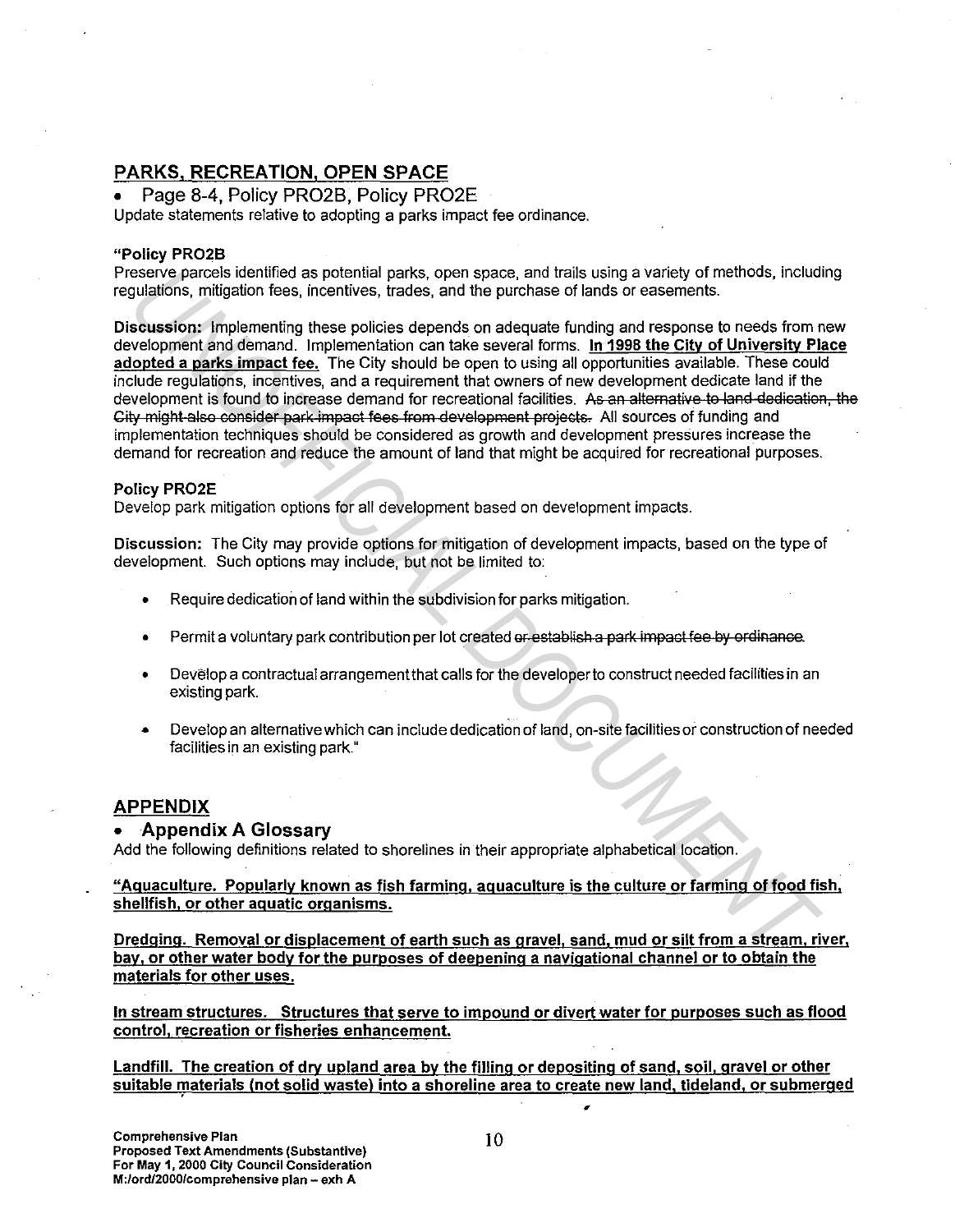## PARKS, RECREATION, OPEN SPACE

- Page 8-4, Policy PRO2B, Policy PRO2E

Update statements relative to adopting a parks impact fee ordinance.

**"Policy PRO2B**

Preserve parcels identified as potential parks, open space, and trails using a variety of methods, including regulations, mitigation fees, incentives, trades, and the purchase of lands or easements.

**Discussion:** Implementing these policies depends on adequate funding and response to needs from new development and demand. Implementation can take several forms. **In 1998 the City of University Place adopted a parks impact fee.** The City should be open to using all opportunities available. These could include regulations, incentives, and a requirement that owners of new development dedicate land if the development is found to increase demand for recreational facilities. ~~As an alternative to land dedication, the City might also consider park impact fees from development projects.~~ All sources of funding and implementation techniques should be considered as growth and development pressures increase the demand for recreation and reduce the amount of land that might be acquired for recreational purposes.

**Policy PRO2E**

Develop park mitigation options for all development based on development impacts.

**Discussion:** The City may provide options for mitigation of development impacts, based on the type of development. Such options may include, but not be limited to:

- Require dedication of land within the subdivision for parks mitigation.
- Permit a voluntary park contribution per lot created ~~or establish a park impact fee by ordinance.~~
- Develop a contractual arrangement that calls for the developer to construct needed facilities in an existing park.
- Develop an alternative which can include dedication of land, on-site facilities or construction of needed facilities in an existing park."

## APPENDIX

- **Appendix A Glossary**

Add the following definitions related to shorelines in their appropriate alphabetical location.

**"Aquaculture. Popularly known as fish farming, aquaculture is the culture or farming of food fish, shellfish, or other aquatic organisms.**

**Dredging. Removal or displacement of earth such as gravel, sand, mud or silt from a stream, river, bay, or other water body for the purposes of deepening a navigational channel or to obtain the materials for other uses.**

**In stream structures. Structures that serve to impound or divert water for purposes such as flood control, recreation or fisheries enhancement.**

**Landfill. The creation of dry upland area by the filling or depositing of sand, soil, gravel or other suitable materials (not solid waste) into a shoreline area to create new land, tideland, or submerged**

Comprehensive Plan
Proposed Text Amendments (Substantive)
For May 1, 2000 City Council Consideration
M:/ord/2000/comprehensive plan – exh A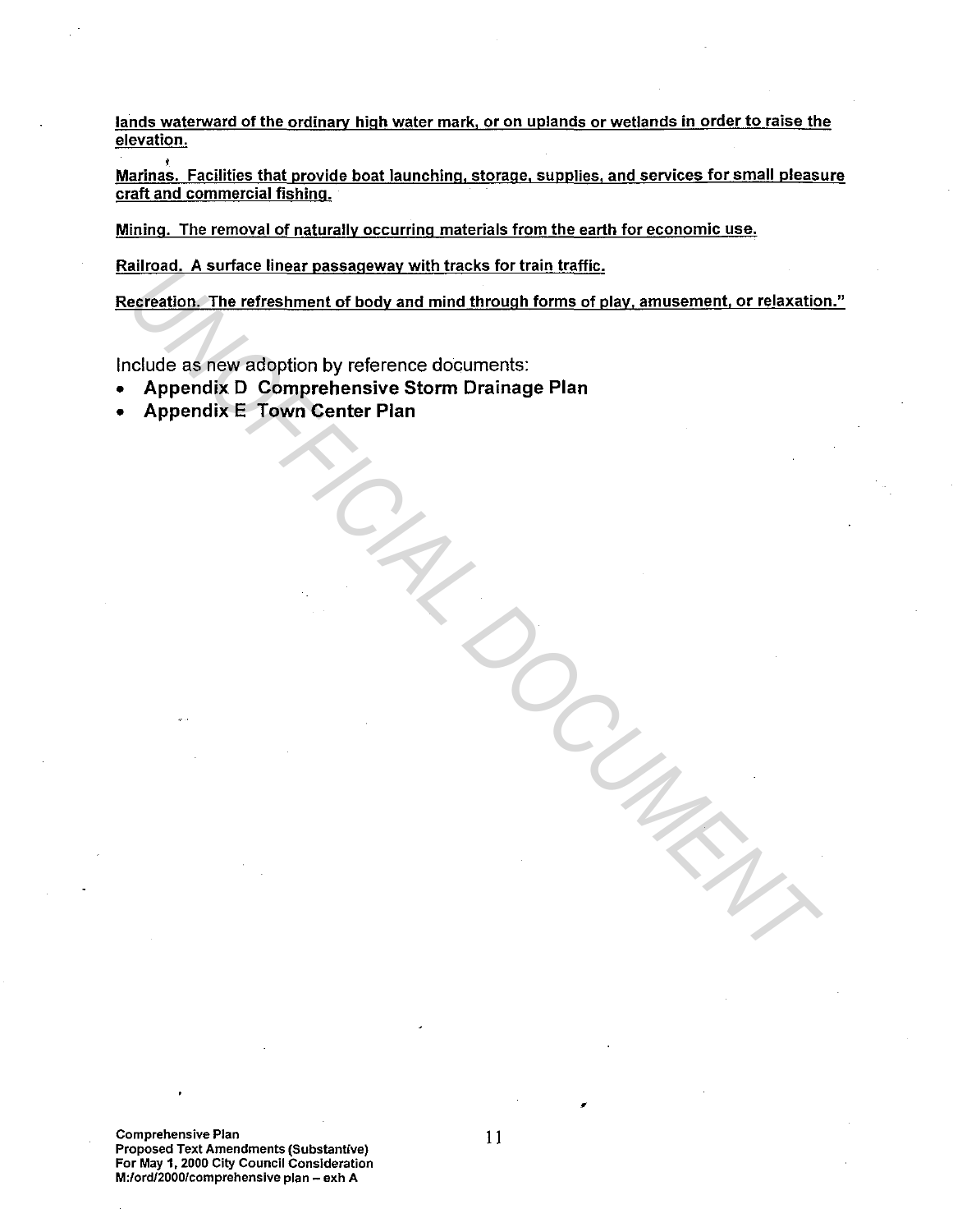<u>lands waterward of the ordinary high water mark, or on uplands or wetlands in order to raise the elevation.</u>

<u>Marinas. Facilities that provide boat launching, storage, supplies, and services for small pleasure craft and commercial fishing.</u>

<u>Mining. The removal of naturally occurring materials from the earth for economic use.</u>

<u>Railroad. A surface linear passageway with tracks for train traffic.</u>

<u>Recreation. The refreshment of body and mind through forms of play, amusement, or relaxation."</u>

Include as new adoption by reference documents:

- **Appendix D Comprehensive Storm Drainage Plan**
- **Appendix E Town Center Plan**

Comprehensive Plan
Proposed Text Amendments (Substantive)
For May 1, 2000 City Council Consideration
M:/ord/2000/comprehensive plan – exh A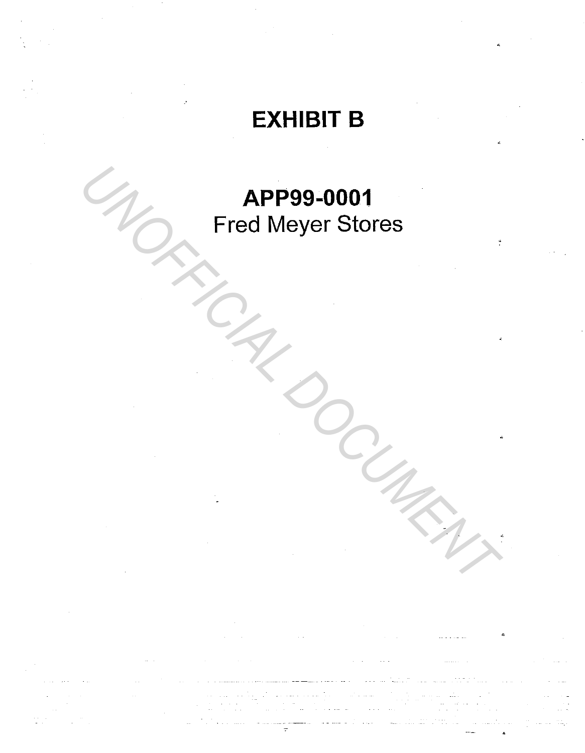# EXHIBIT B

## APP99-0001

Fred Meyer Stores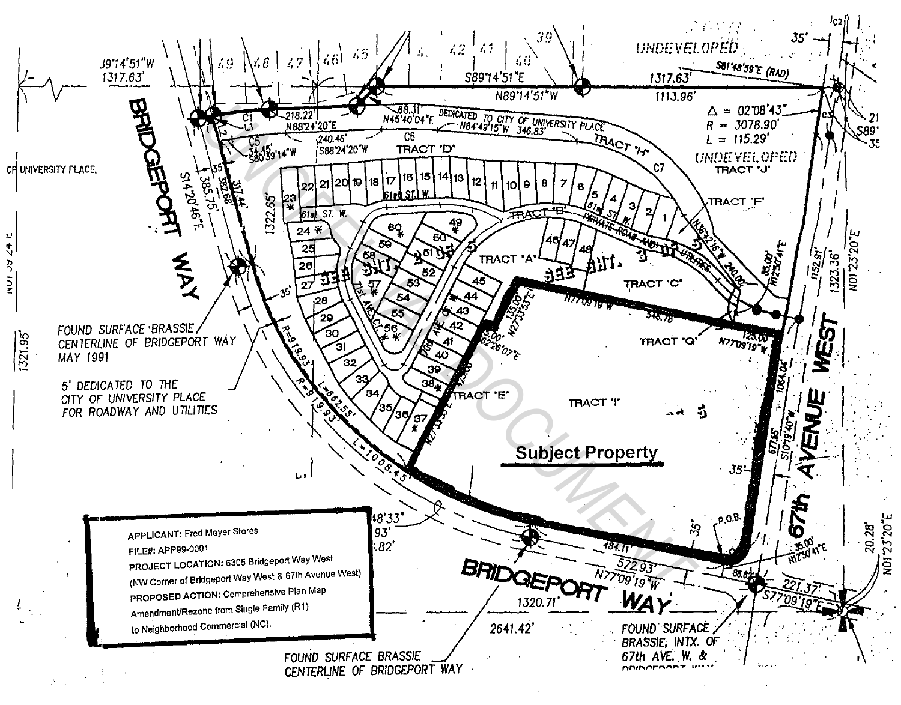**APPLICANT:** Fred Meyer Stores

**FILE#:** APP99-0001

**PROJECT LOCATION:** 6305 Bridgeport Way West (NW Corner of Bridgeport Way West & 67th Avenue West)

**PROPOSED ACTION:** Comprehensive Plan Map Amendment/Rezone from Single Family (R1) to Neighborhood Commercial (NC).

Subject Property

BRIDGEPORT WAY

67th AVENUE WEST

UNDEVELOPED

UNDEVELOPED TRACT 'J'

TRACT 'I'

TRACT 'Q'

TRACT 'C'

TRACT 'A'

TRACT 'B'

TRACT 'D'

TRACT 'E'

TRACT 'F'

TRACT 'H'

DEDICATED TO CITY OF UNIVERSITY PLACE

5' DEDICATED TO THE CITY OF UNIVERSITY PLACE FOR ROADWAY AND UTILITIES

FOUND SURFACE BRASSIE CENTERLINE OF BRIDGEPORT WAY MAY 1991

FOUND SURFACE BRASSIE CENTERLINE OF BRIDGEPORT WAY

FOUND SURFACE BRASSIE, INTX. OF 67th AVE. W. & BRIDGEPORT WAY

$\Delta$ = 02°08'43"
R = 3078.90'
L = 115.29'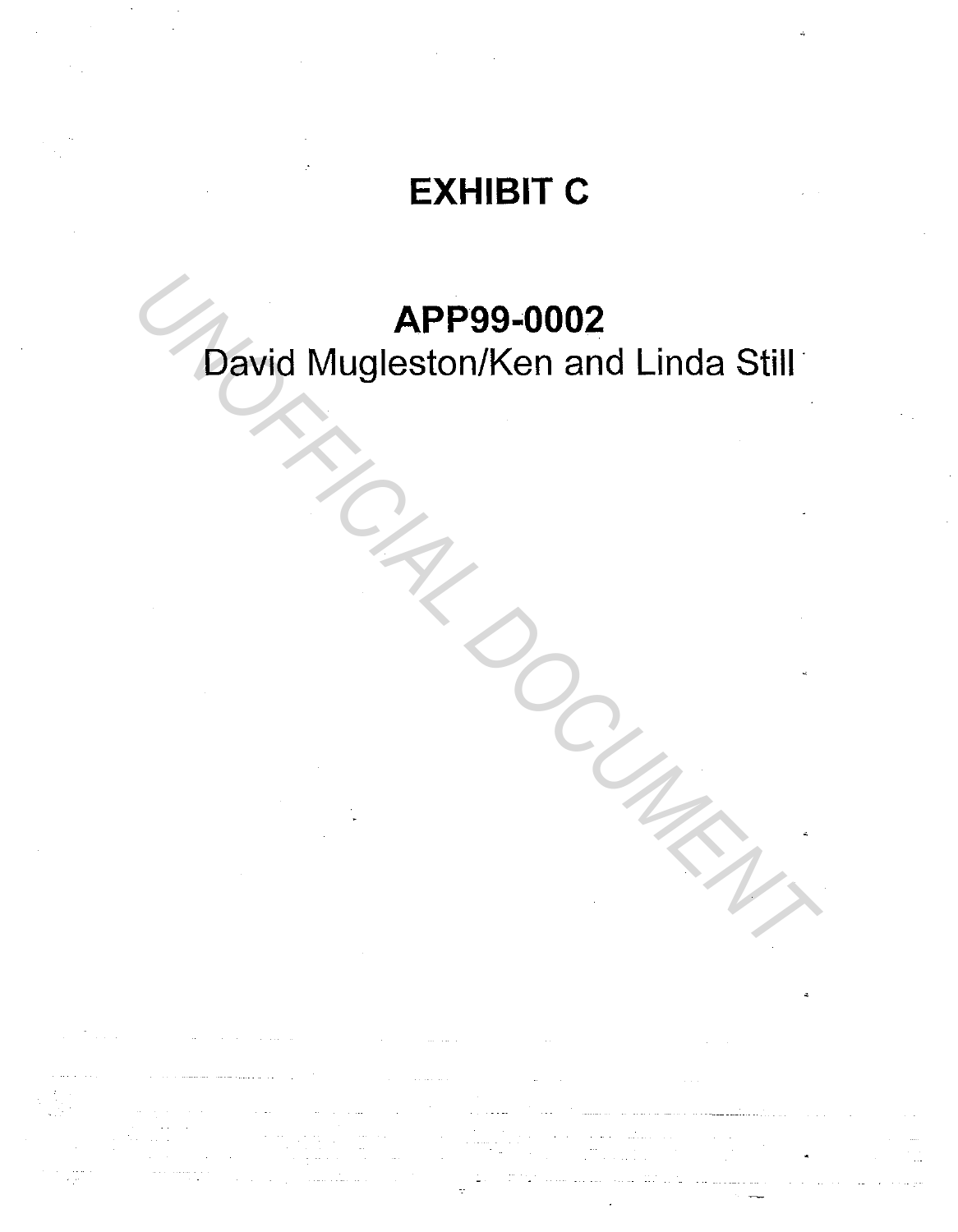# EXHIBIT C

## APP99-0002

David Mugleston/Ken and Linda Still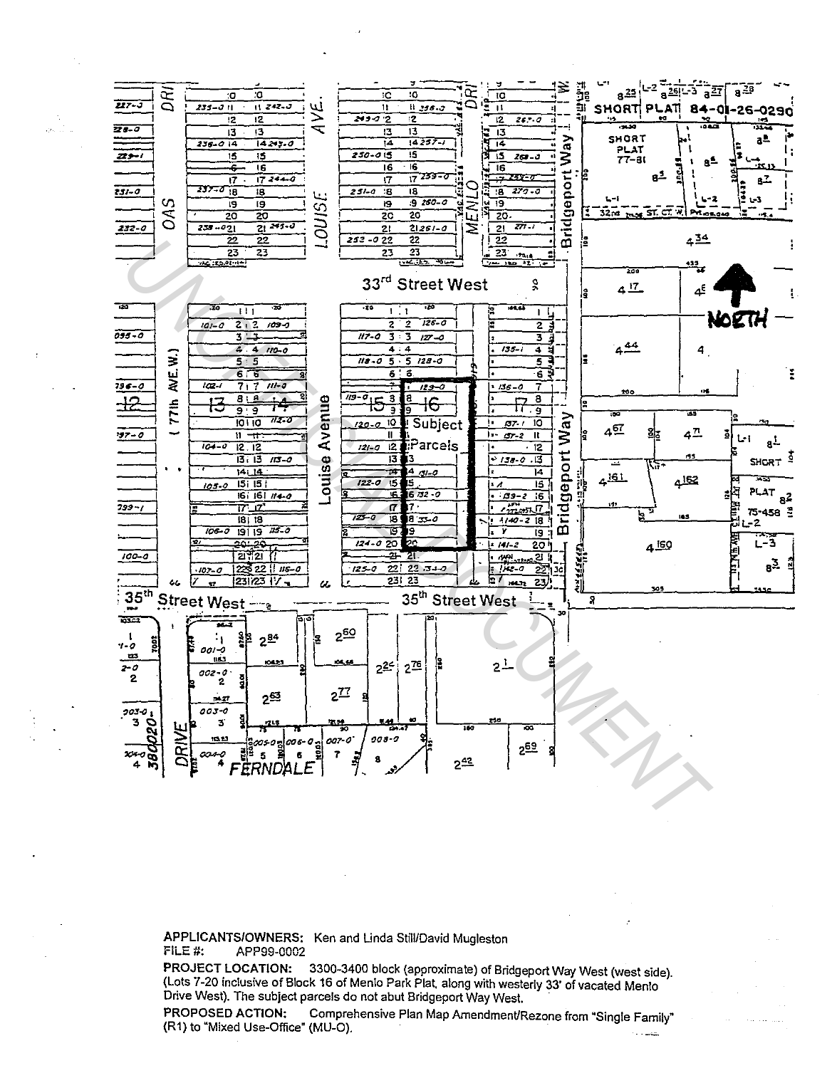**APPLICANTS/OWNERS:** Ken and Linda Still/David Mugleston
FILE #: APP99-0002
**PROJECT LOCATION:** 3300-3400 block (approximate) of Bridgeport Way West (west side). (Lots 7-20 inclusive of Block 16 of Menlo Park Plat, along with westerly 33' of vacated Menlo Drive West). The subject parcels do not abut Bridgeport Way West.
**PROPOSED ACTION:** Comprehensive Plan Map Amendment/Rezone from "Single Family" (R1) to "Mixed Use-Office" (MU-O).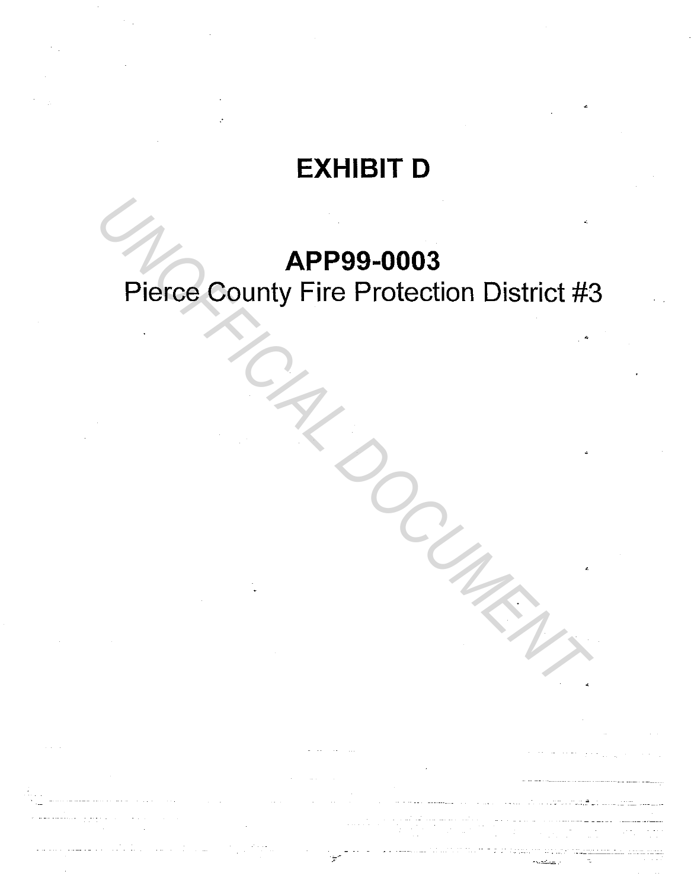# EXHIBIT D

## APP99-0003

Pierce County Fire Protection District #3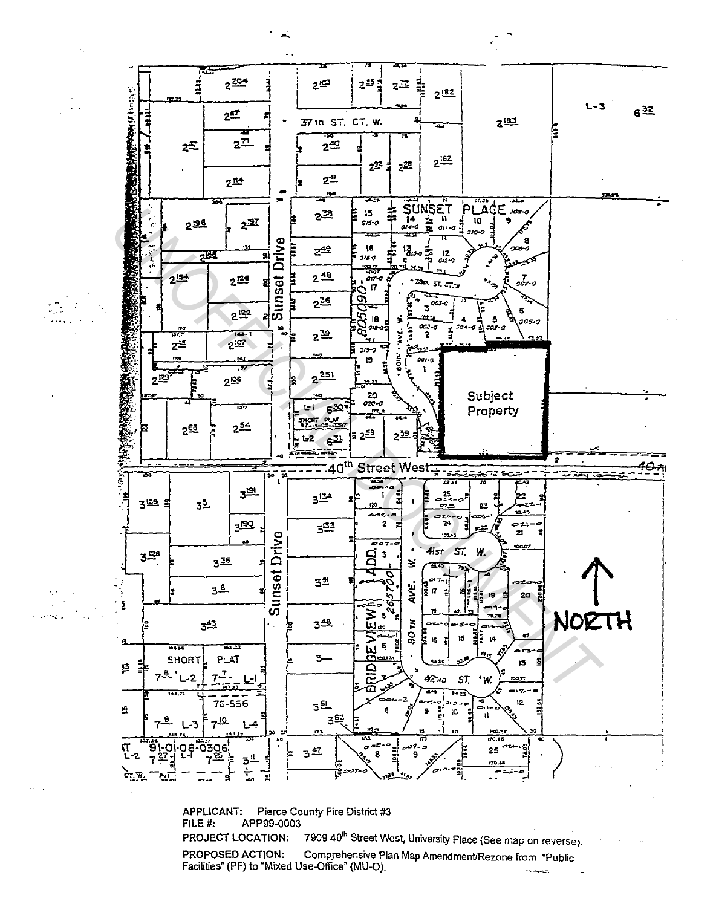**APPLICANT:** Pierce County Fire District #3
**FILE #:** APP99-0003
**PROJECT LOCATION:** 7909 40[th] Street West, University Place (See map on reverse).
**PROPOSED ACTION:** Comprehensive Plan Map Amendment/Rezone from "Public Facilities" (PF) to "Mixed Use-Office" (MU-O).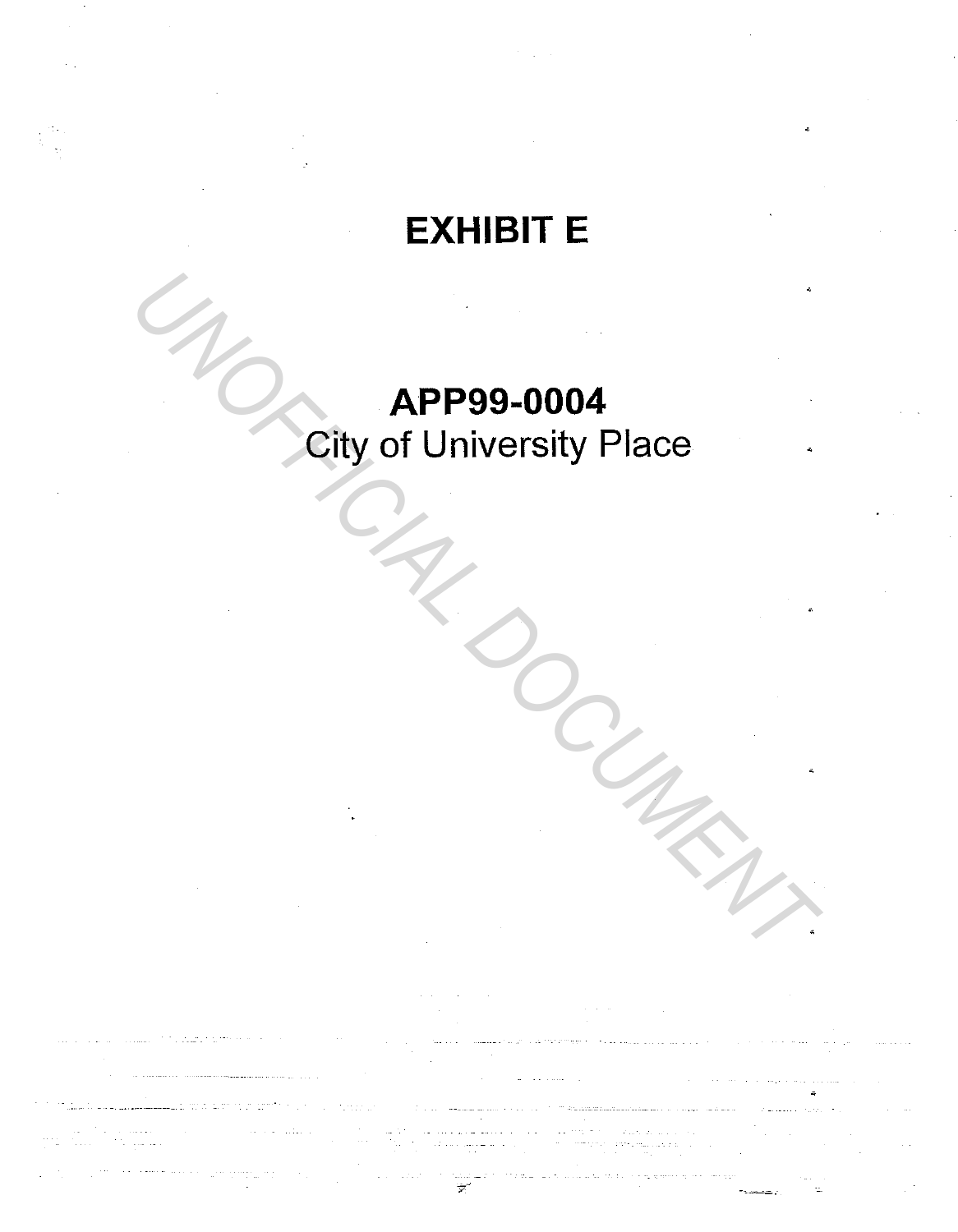# EXHIBIT E

## APP99-0004

City of University Place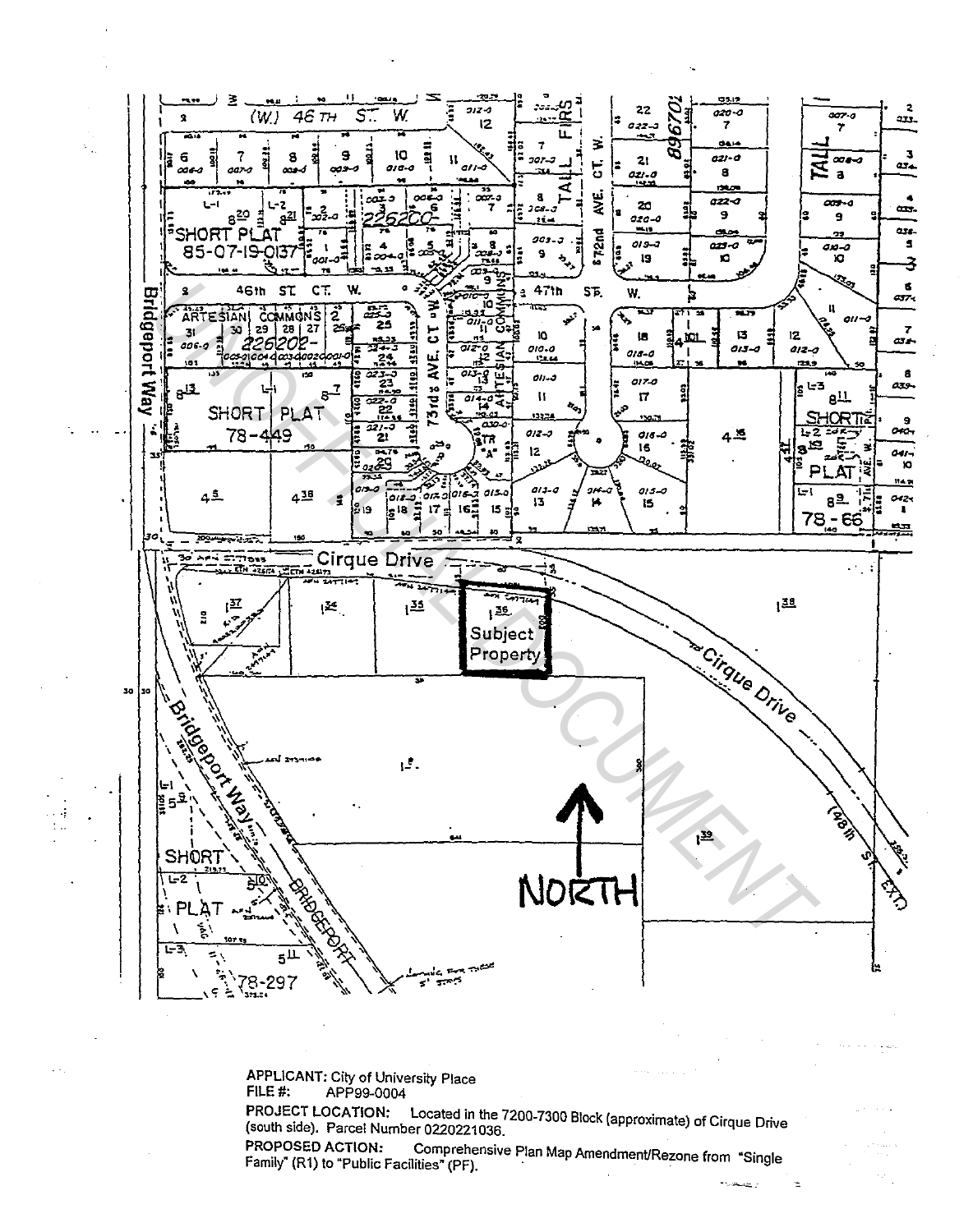APPLICANT: City of University Place
FILE #: APP99-0004

PROJECT LOCATION: Located in the 7200-7300 Block (approximate) of Cirque Drive (south side). Parcel Number 0220221036.

PROPOSED ACTION: Comprehensive Plan Map Amendment/Rezone from "Single Family" (R1) to "Public Facilities" (PF).